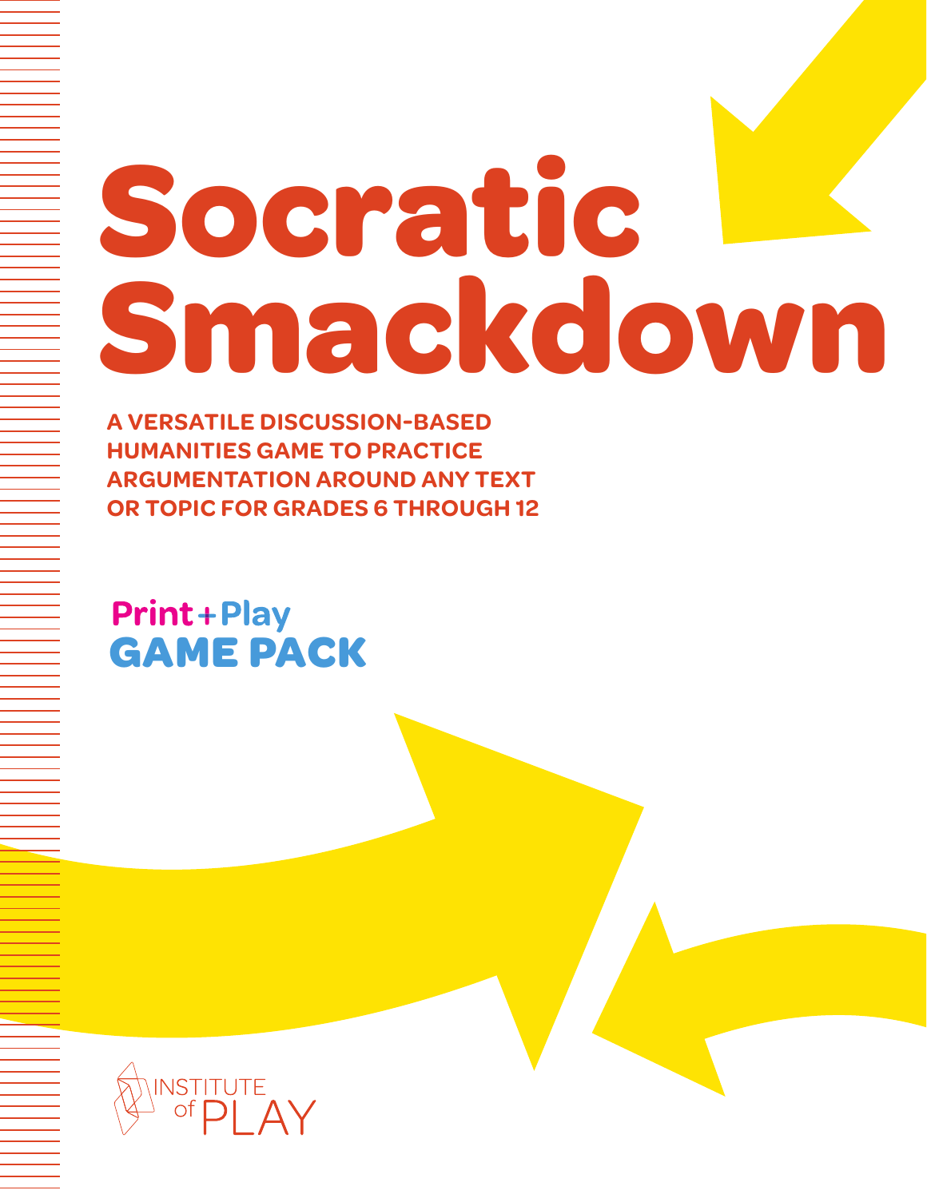# Socratic Smackdown

**A VERSATILE DISCUSSION-BASED HUMANITIES GAME TO PRACTICE ARGUMENTATION AROUND ANY TEXT OR TOPIC FOR GRADES 6 THROUGH 12**

**Print + Play**
**GAME PACK**

INSTITUTE of PLAY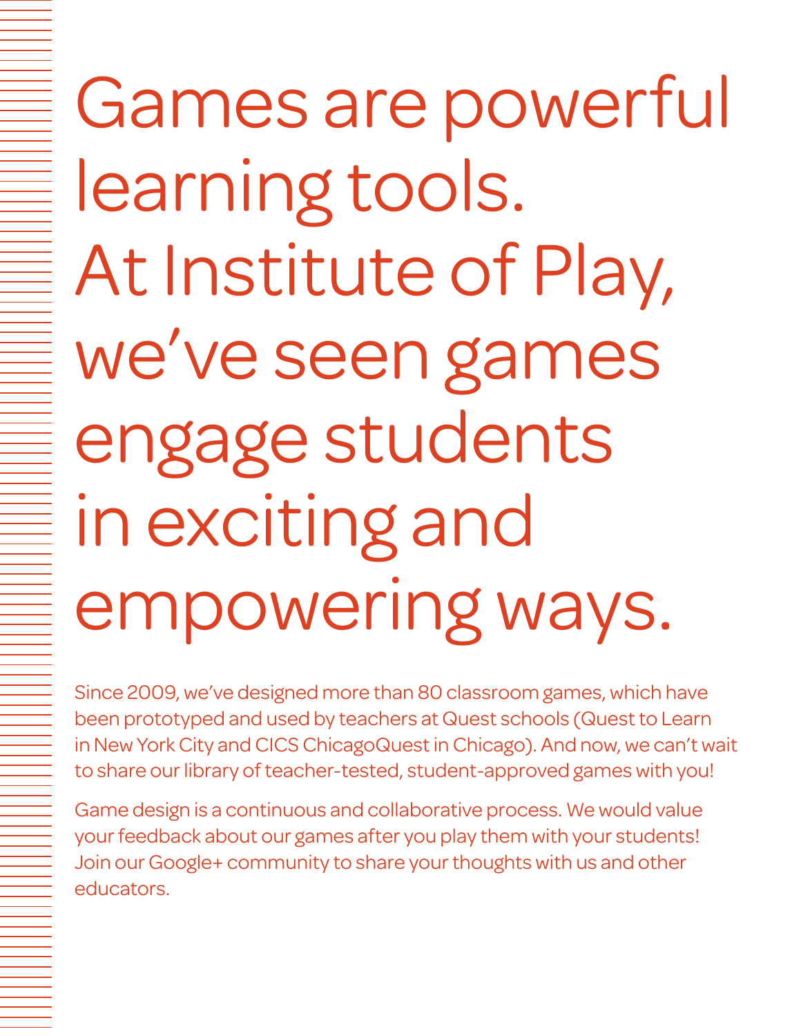# Games are powerful learning tools. At Institute of Play, we've seen games engage students in exciting and empowering ways.

Since 2009, we've designed more than 80 classroom games, which have been prototyped and used by teachers at Quest schools (Quest to Learn in New York City and CICS ChicagoQuest in Chicago). And now, we can't wait to share our library of teacher-tested, student-approved games with you!

Game design is a continuous and collaborative process. We would value your feedback about our games after you play them with your students! Join our Google+ community to share your thoughts with us and other educators.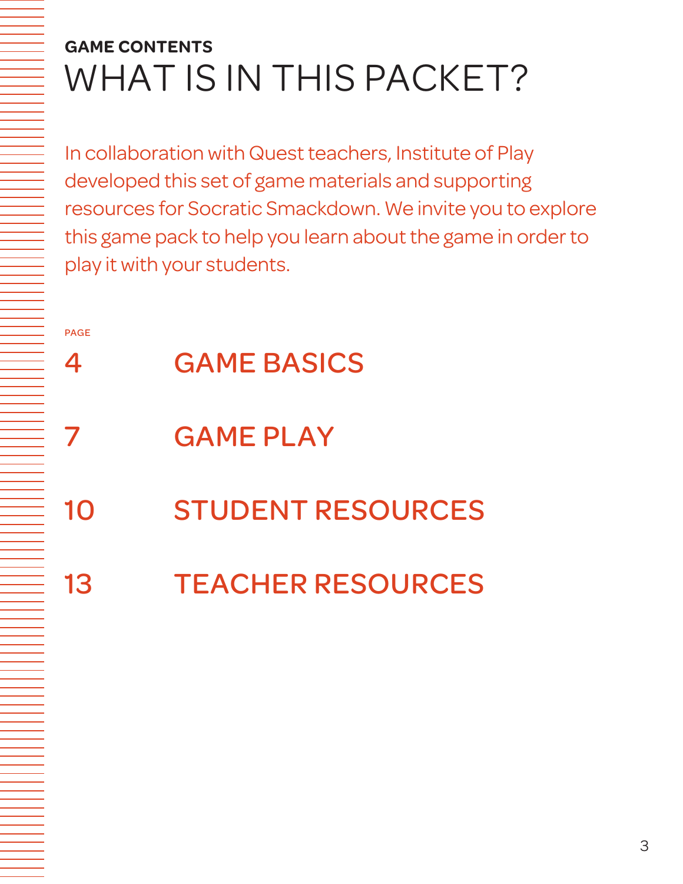**GAME CONTENTS**

# WHAT IS IN THIS PACKET?

In collaboration with Quest teachers, Institute of Play developed this set of game materials and supporting resources for Socratic Smackdown. We invite you to explore this game pack to help you learn about the game in order to play it with your students.

| PAGE | |
|---|---|
| 4 | GAME BASICS |
| 7 | GAME PLAY |
| 10 | STUDENT RESOURCES |
| 13 | TEACHER RESOURCES |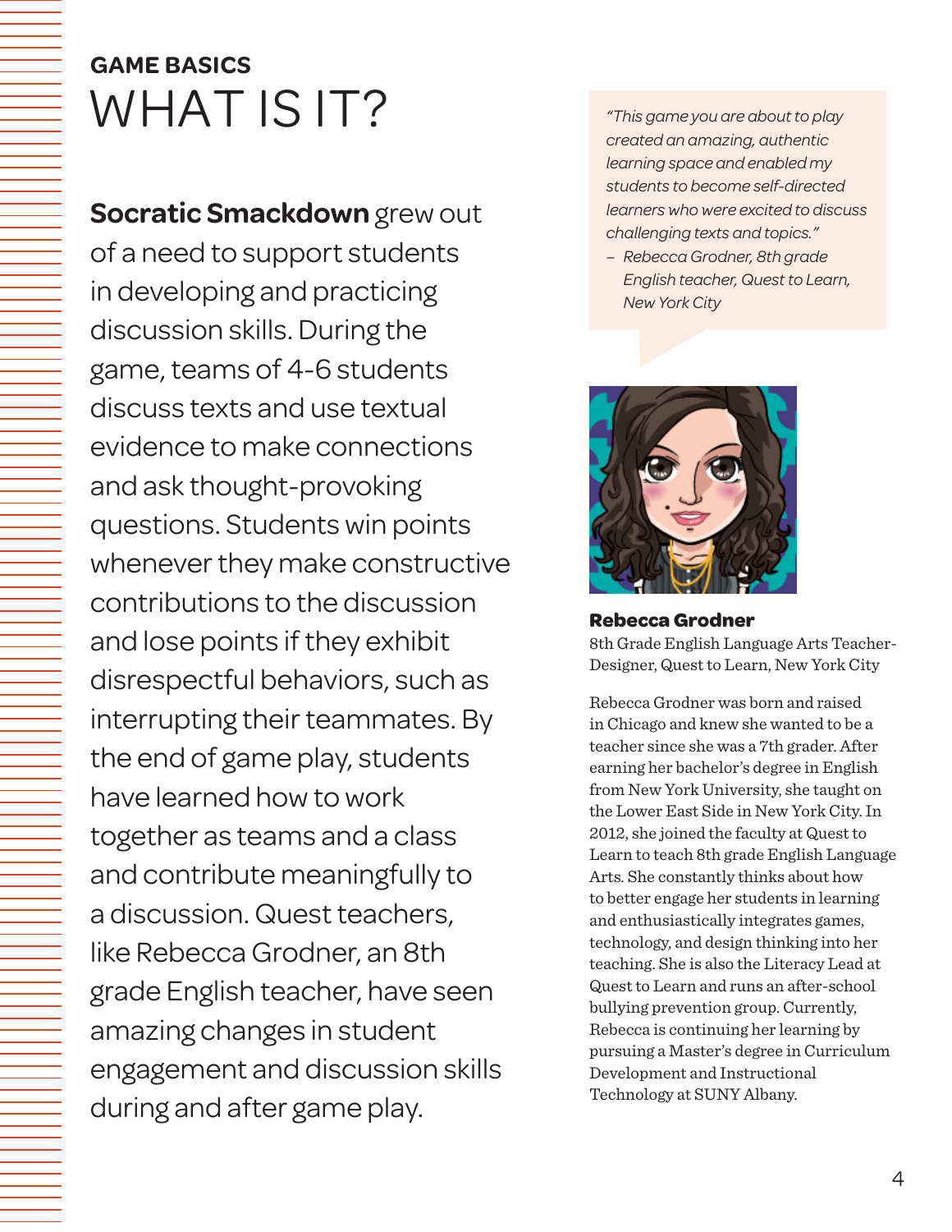## GAME BASICS

# WHAT IS IT?

**Socratic Smackdown** grew out of a need to support students in developing and practicing discussion skills. During the game, teams of 4-6 students discuss texts and use textual evidence to make connections and ask thought-provoking questions. Students win points whenever they make constructive contributions to the discussion and lose points if they exhibit disrespectful behaviors, such as interrupting their teammates. By the end of game play, students have learned how to work together as teams and a class and contribute meaningfully to a discussion. Quest teachers, like Rebecca Grodner, an 8th grade English teacher, have seen amazing changes in student engagement and discussion skills during and after game play.

*"This game you are about to play created an amazing, authentic learning space and enabled my students to become self-directed learners who were excited to discuss challenging texts and topics."*
*– Rebecca Grodner, 8th grade English teacher, Quest to Learn, New York City*

**Rebecca Grodner**
8th Grade English Language Arts Teacher-Designer, Quest to Learn, New York City

Rebecca Grodner was born and raised in Chicago and knew she wanted to be a teacher since she was a 7th grader. After earning her bachelor's degree in English from New York University, she taught on the Lower East Side in New York City. In 2012, she joined the faculty at Quest to Learn to teach 8th grade English Language Arts. She constantly thinks about how to better engage her students in learning and enthusiastically integrates games, technology, and design thinking into her teaching. She is also the Literacy Lead at Quest to Learn and runs an after-school bullying prevention group. Currently, Rebecca is continuing her learning by pursuing a Master's degree in Curriculum Development and Instructional Technology at SUNY Albany.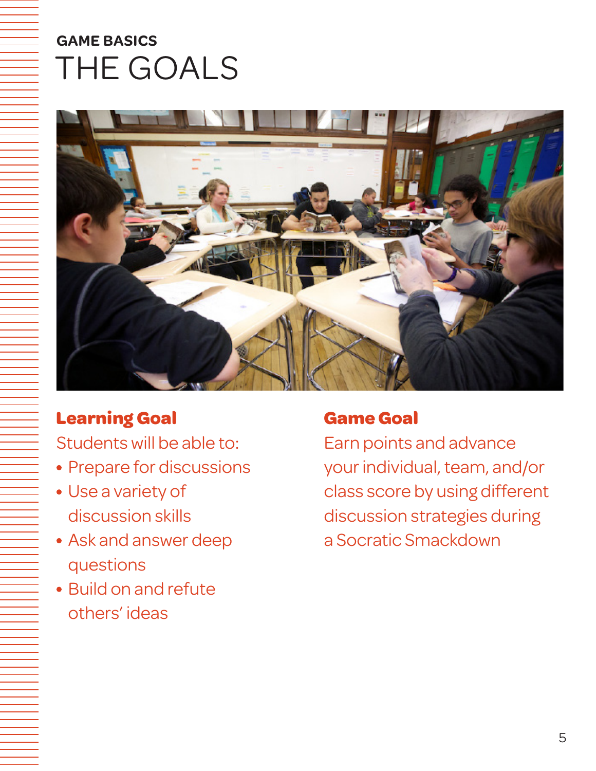## GAME BASICS

# THE GOALS

### Learning Goal

Students will be able to:

- Prepare for discussions
- Use a variety of discussion skills
- Ask and answer deep questions
- Build on and refute others' ideas

### Game Goal

Earn points and advance your individual, team, and/or class score by using different discussion strategies during a Socratic Smackdown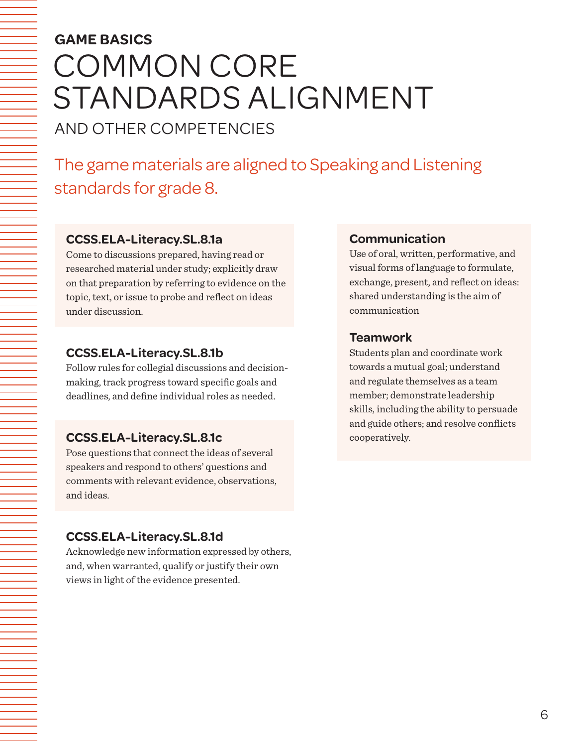**GAME BASICS**

# COMMON CORE STANDARDS ALIGNMENT

## AND OTHER COMPETENCIES

The game materials are aligned to Speaking and Listening standards for grade 8.

### CCSS.ELA-Literacy.SL.8.1a

Come to discussions prepared, having read or researched material under study; explicitly draw on that preparation by referring to evidence on the topic, text, or issue to probe and reflect on ideas under discussion.

### CCSS.ELA-Literacy.SL.8.1b

Follow rules for collegial discussions and decision-making, track progress toward specific goals and deadlines, and define individual roles as needed.

### CCSS.ELA-Literacy.SL.8.1c

Pose questions that connect the ideas of several speakers and respond to others' questions and comments with relevant evidence, observations, and ideas.

### CCSS.ELA-Literacy.SL.8.1d

Acknowledge new information expressed by others, and, when warranted, qualify or justify their own views in light of the evidence presented.

### Communication

Use of oral, written, performative, and visual forms of language to formulate, exchange, present, and reflect on ideas: shared understanding is the aim of communication

### Teamwork

Students plan and coordinate work towards a mutual goal; understand and regulate themselves as a team member; demonstrate leadership skills, including the ability to persuade and guide others; and resolve conflicts cooperatively.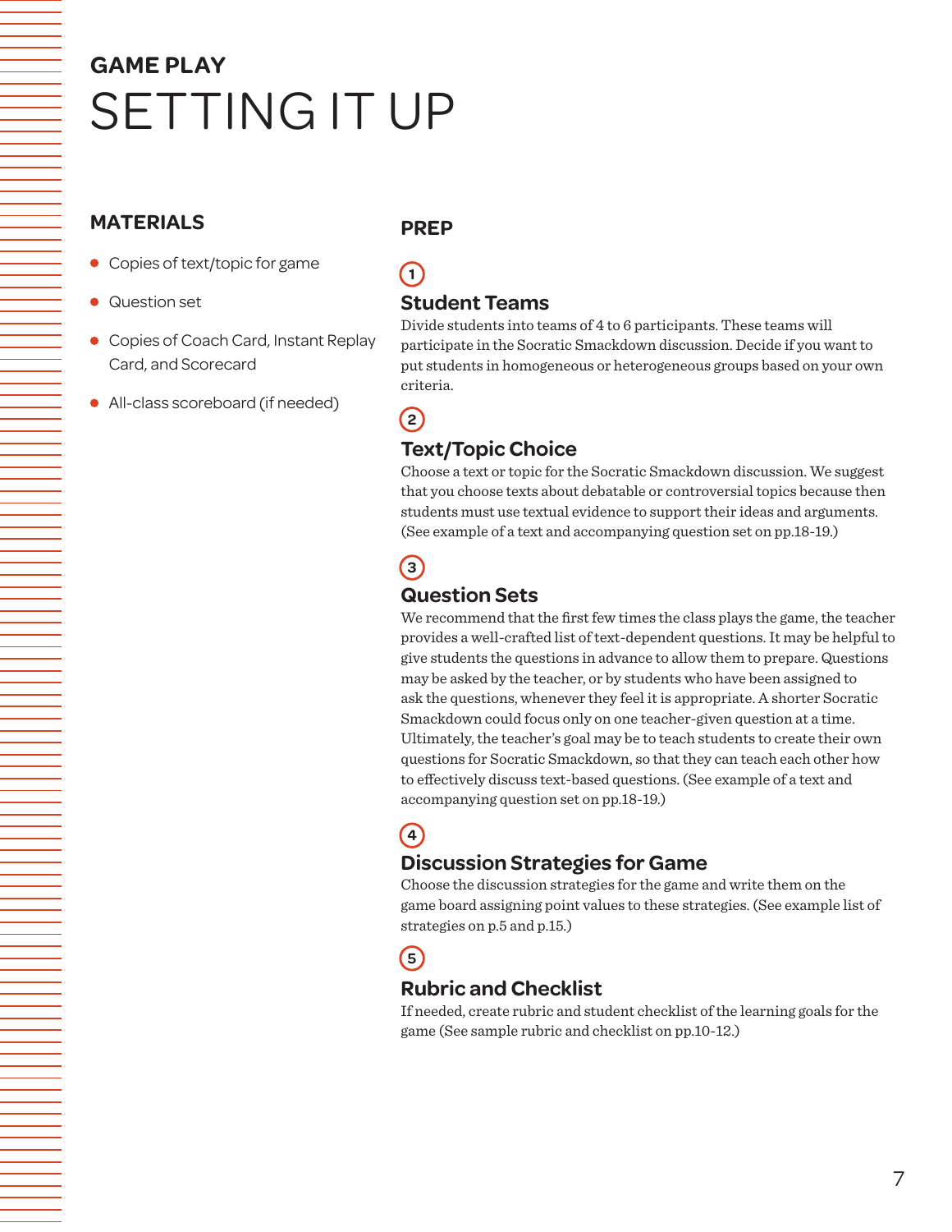## GAME PLAY

# SETTING IT UP

## MATERIALS

- Copies of text/topic for game
- Question set
- Copies of Coach Card, Instant Replay Card, and Scorecard
- All-class scoreboard (if needed)

## PREP

### 1 Student Teams

Divide students into teams of 4 to 6 participants. These teams will participate in the Socratic Smackdown discussion. Decide if you want to put students in homogeneous or heterogeneous groups based on your own criteria.

### 2 Text/Topic Choice

Choose a text or topic for the Socratic Smackdown discussion. We suggest that you choose texts about debatable or controversial topics because then students must use textual evidence to support their ideas and arguments. (See example of a text and accompanying question set on pp.18-19.)

### 3 Question Sets

We recommend that the first few times the class plays the game, the teacher provides a well-crafted list of text-dependent questions. It may be helpful to give students the questions in advance to allow them to prepare. Questions may be asked by the teacher, or by students who have been assigned to ask the questions, whenever they feel it is appropriate. A shorter Socratic Smackdown could focus only on one teacher-given question at a time. Ultimately, the teacher's goal may be to teach students to create their own questions for Socratic Smackdown, so that they can teach each other how to effectively discuss text-based questions. (See example of a text and accompanying question set on pp.18-19.)

### 4 Discussion Strategies for Game

Choose the discussion strategies for the game and write them on the game board assigning point values to these strategies. (See example list of strategies on p.5 and p.15.)

### 5 Rubric and Checklist

If needed, create rubric and student checklist of the learning goals for the game (See sample rubric and checklist on pp.10-12.)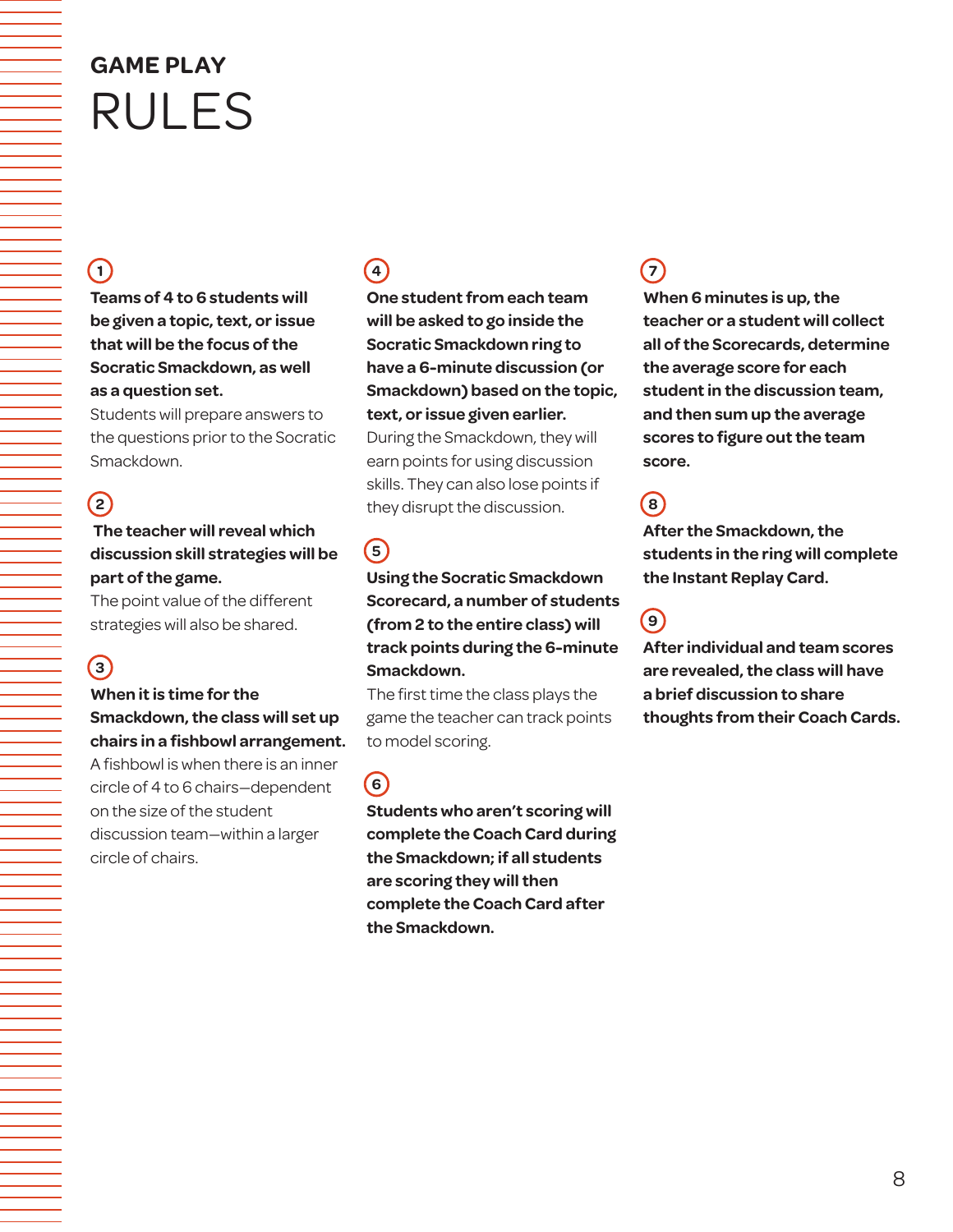## GAME PLAY

# RULES

**1**

**Teams of 4 to 6 students will be given a topic, text, or issue that will be the focus of the Socratic Smackdown, as well as a question set.**
Students will prepare answers to the questions prior to the Socratic Smackdown.

**2**

**The teacher will reveal which discussion skill strategies will be part of the game.**
The point value of the different strategies will also be shared.

**3**

**When it is time for the Smackdown, the class will set up chairs in a fishbowl arrangement.**
A fishbowl is when there is an inner circle of 4 to 6 chairs—dependent on the size of the student discussion team—within a larger circle of chairs.

**4**

**One student from each team will be asked to go inside the Socratic Smackdown ring to have a 6-minute discussion (or Smackdown) based on the topic, text, or issue given earlier.**
During the Smackdown, they will earn points for using discussion skills. They can also lose points if they disrupt the discussion.

**5**

**Using the Socratic Smackdown Scorecard, a number of students (from 2 to the entire class) will track points during the 6-minute Smackdown.**
The first time the class plays the game the teacher can track points to model scoring.

**6**

**Students who aren't scoring will complete the Coach Card during the Smackdown; if all students are scoring they will then complete the Coach Card after the Smackdown.**

**7**

**When 6 minutes is up, the teacher or a student will collect all of the Scorecards, determine the average score for each student in the discussion team, and then sum up the average scores to figure out the team score.**

**8**

**After the Smackdown, the students in the ring will complete the Instant Replay Card.**

**9**

**After individual and team scores are revealed, the class will have a brief discussion to share thoughts from their Coach Cards.**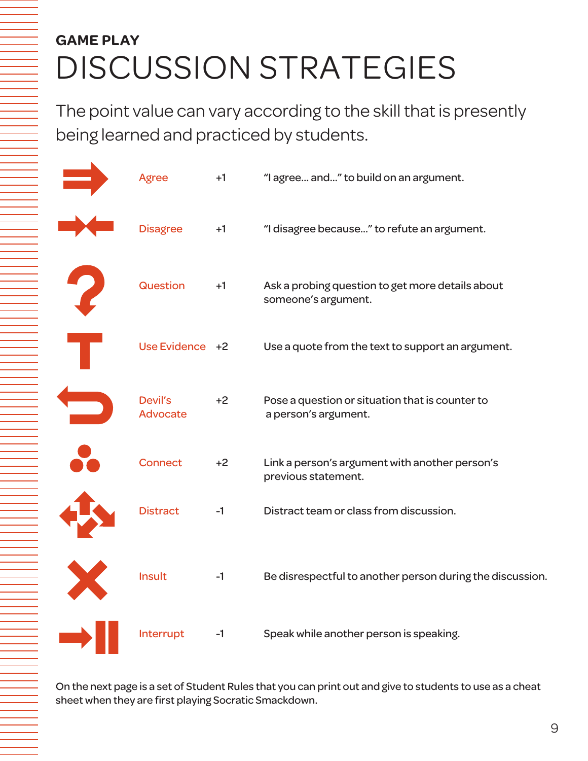## GAME PLAY

# DISCUSSION STRATEGIES

The point value can vary according to the skill that is presently being learned and practiced by students.

| Strategy | Points | Description |
| --- | --- | --- |
| Agree | +1 | "I agree... and..." to build on an argument. |
| Disagree | +1 | "I disagree because..." to refute an argument. |
| Question | +1 | Ask a probing question to get more details about someone's argument. |
| Use Evidence | +2 | Use a quote from the text to support an argument. |
| Devil's Advocate | +2 | Pose a question or situation that is counter to a person's argument. |
| Connect | +2 | Link a person's argument with another person's previous statement. |
| Distract | -1 | Distract team or class from discussion. |
| Insult | -1 | Be disrespectful to another person during the discussion. |
| Interrupt | -1 | Speak while another person is speaking. |

On the next page is a set of Student Rules that you can print out and give to students to use as a cheat sheet when they are first playing Socratic Smackdown.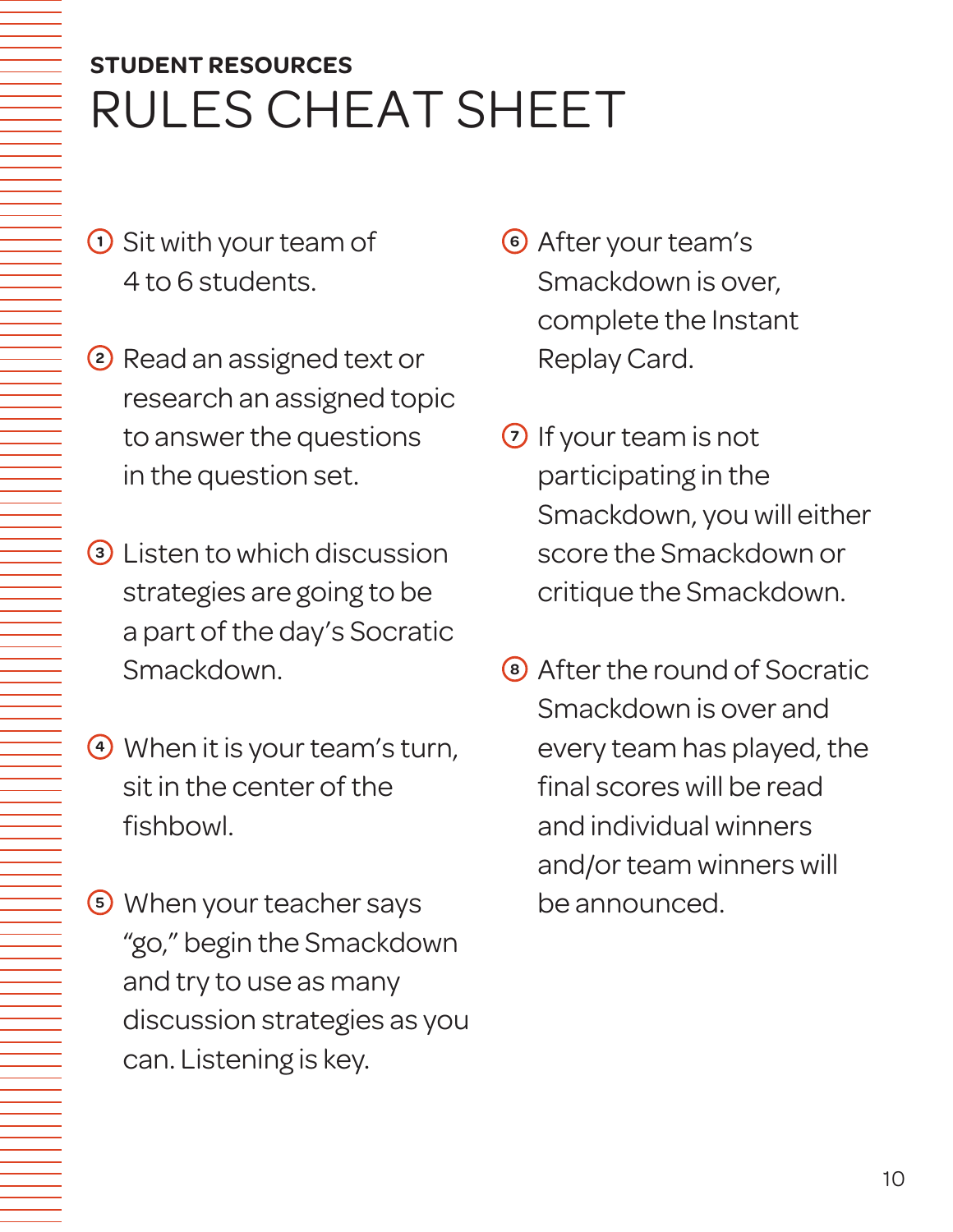**STUDENT RESOURCES**

# RULES CHEAT SHEET

1. Sit with your team of 4 to 6 students.
2. Read an assigned text or research an assigned topic to answer the questions in the question set.
3. Listen to which discussion strategies are going to be a part of the day's Socratic Smackdown.
4. When it is your team's turn, sit in the center of the fishbowl.
5. When your teacher says "go," begin the Smackdown and try to use as many discussion strategies as you can. Listening is key.
6. After your team's Smackdown is over, complete the Instant Replay Card.
7. If your team is not participating in the Smackdown, you will either score the Smackdown or critique the Smackdown.
8. After the round of Socratic Smackdown is over and every team has played, the final scores will be read and individual winners and/or team winners will be announced.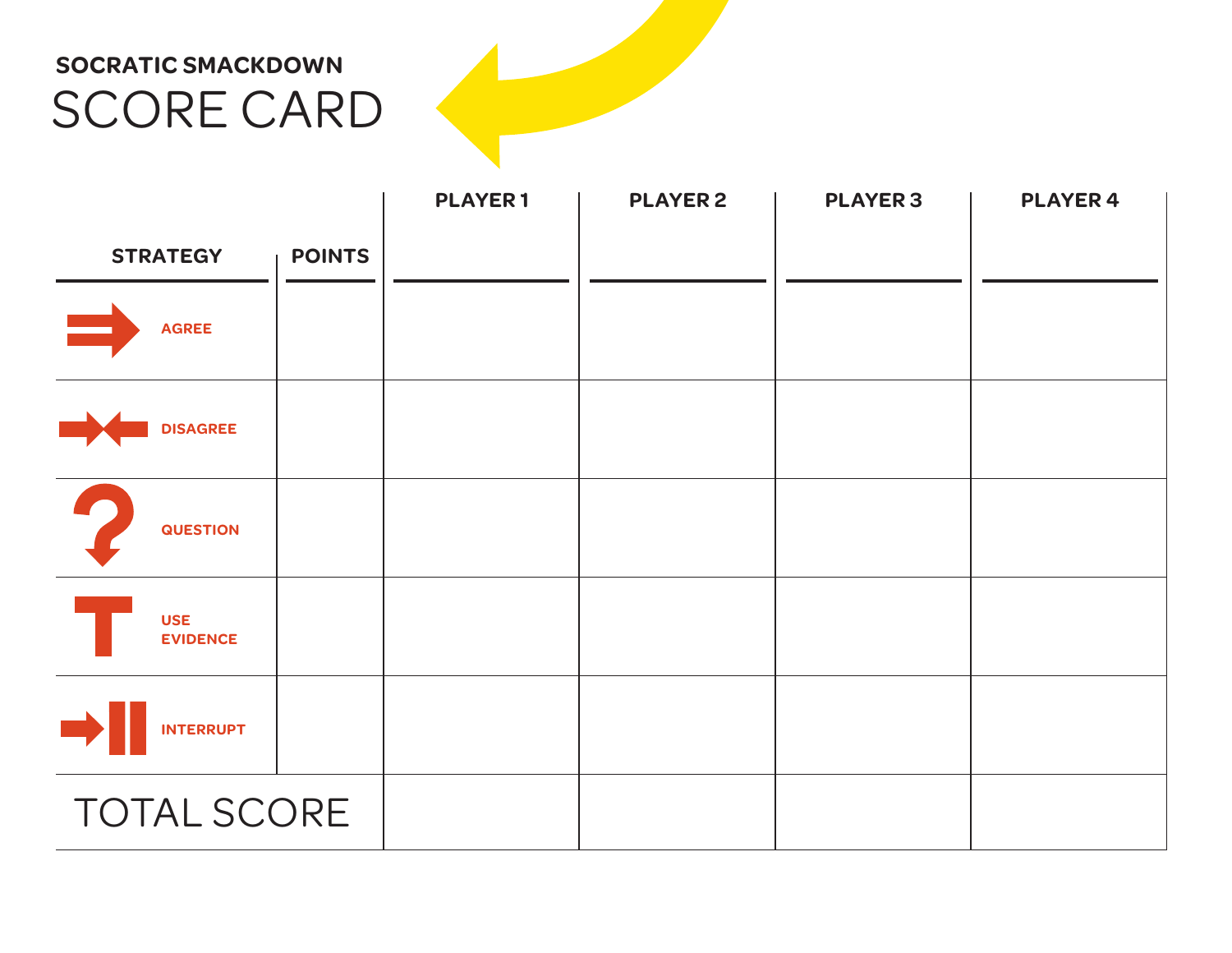**SOCRATIC SMACKDOWN**

# SCORE CARD

| STRATEGY | POINTS | PLAYER 1 | PLAYER 2 | PLAYER 3 | PLAYER 4 |
|---|---|---|---|---|---|
| AGREE | | | | | |
| DISAGREE | | | | | |
| QUESTION | | | | | |
| USE EVIDENCE | | | | | |
| INTERRUPT | | | | | |
| TOTAL SCORE | | | | | |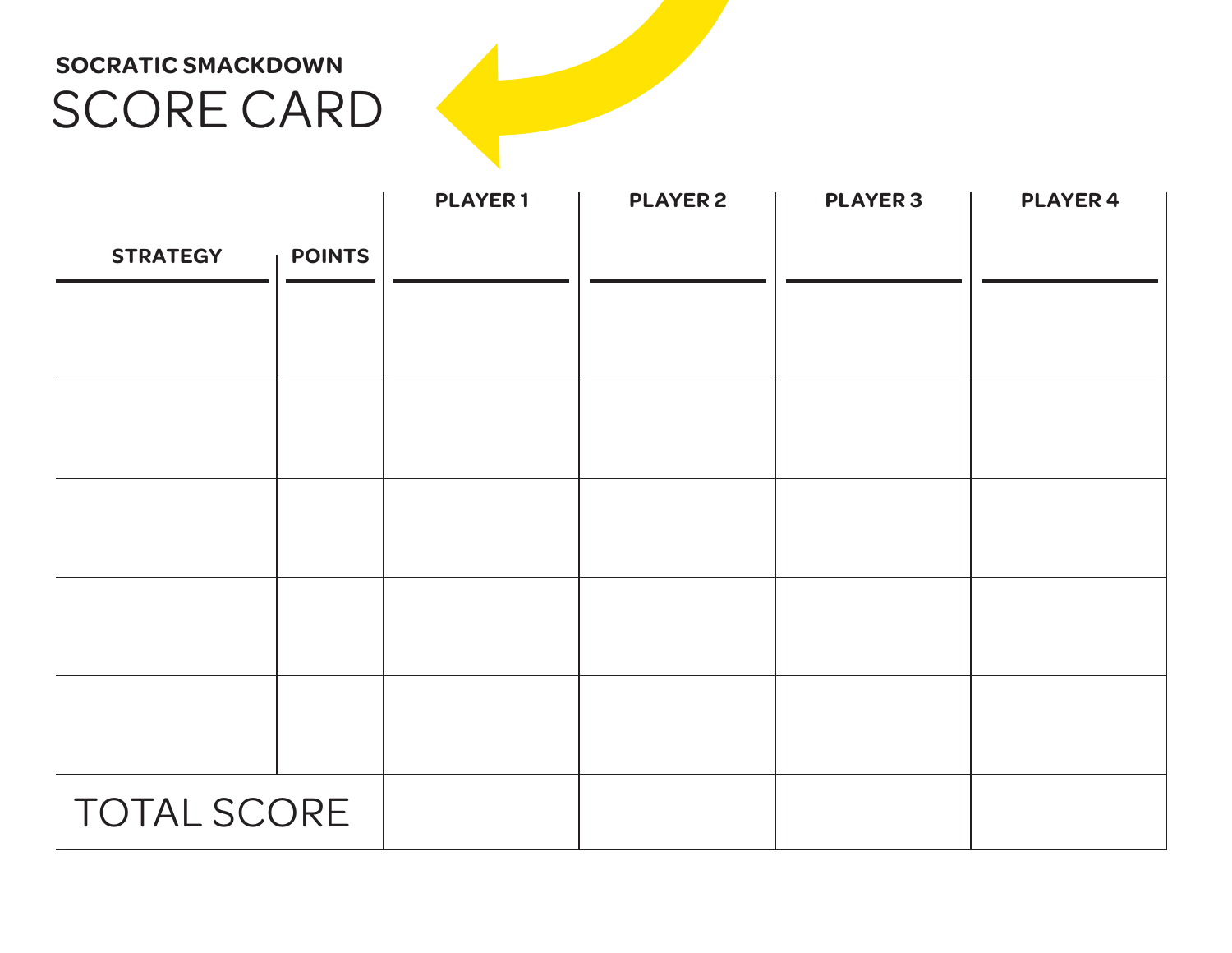**SOCRATIC SMACKDOWN**

# SCORE CARD

| STRATEGY | POINTS | PLAYER 1 | PLAYER 2 | PLAYER 3 | PLAYER 4 |
|---|---|---|---|---|---|
| | | | | | |
| | | | | | |
| | | | | | |
| | | | | | |
| | | | | | |
| TOTAL SCORE | | | | | |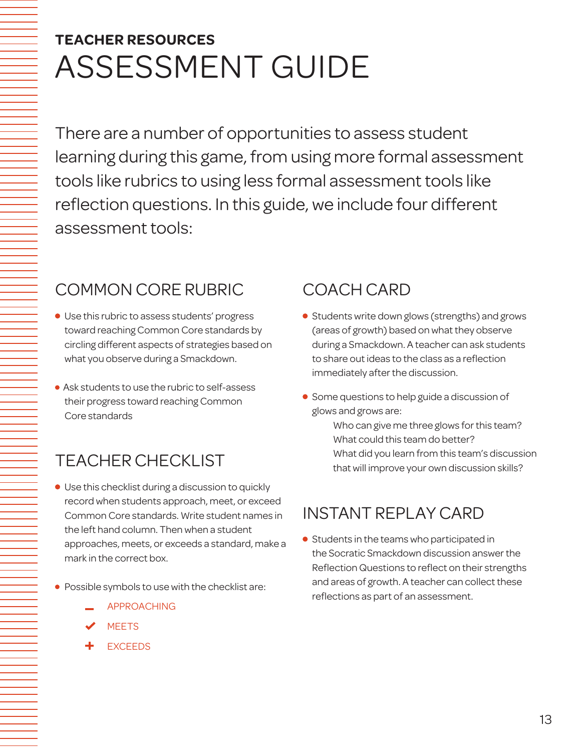**TEACHER RESOURCES**

# ASSESSMENT GUIDE

There are a number of opportunities to assess student learning during this game, from using more formal assessment tools like rubrics to using less formal assessment tools like reflection questions. In this guide, we include four different assessment tools:

## COMMON CORE RUBRIC

- Use this rubric to assess students' progress toward reaching Common Core standards by circling different aspects of strategies based on what you observe during a Smackdown.
- Ask students to use the rubric to self-assess their progress toward reaching Common Core standards

## TEACHER CHECKLIST

- Use this checklist during a discussion to quickly record when students approach, meet, or exceed Common Core standards. Write student names in the left hand column. Then when a student approaches, meets, or exceeds a standard, make a mark in the correct box.
- Possible symbols to use with the checklist are:
  - – APPROACHING
  - ✔ MEETS
  - + EXCEEDS

## COACH CARD

- Students write down glows (strengths) and grows (areas of growth) based on what they observe during a Smackdown. A teacher can ask students to share out ideas to the class as a reflection immediately after the discussion.
- Some questions to help guide a discussion of glows and grows are:
  - Who can give me three glows for this team?
  - What could this team do better?
  - What did you learn from this team's discussion that will improve your own discussion skills?

## INSTANT REPLAY CARD

- Students in the teams who participated in the Socratic Smackdown discussion answer the Reflection Questions to reflect on their strengths and areas of growth. A teacher can collect these reflections as part of an assessment.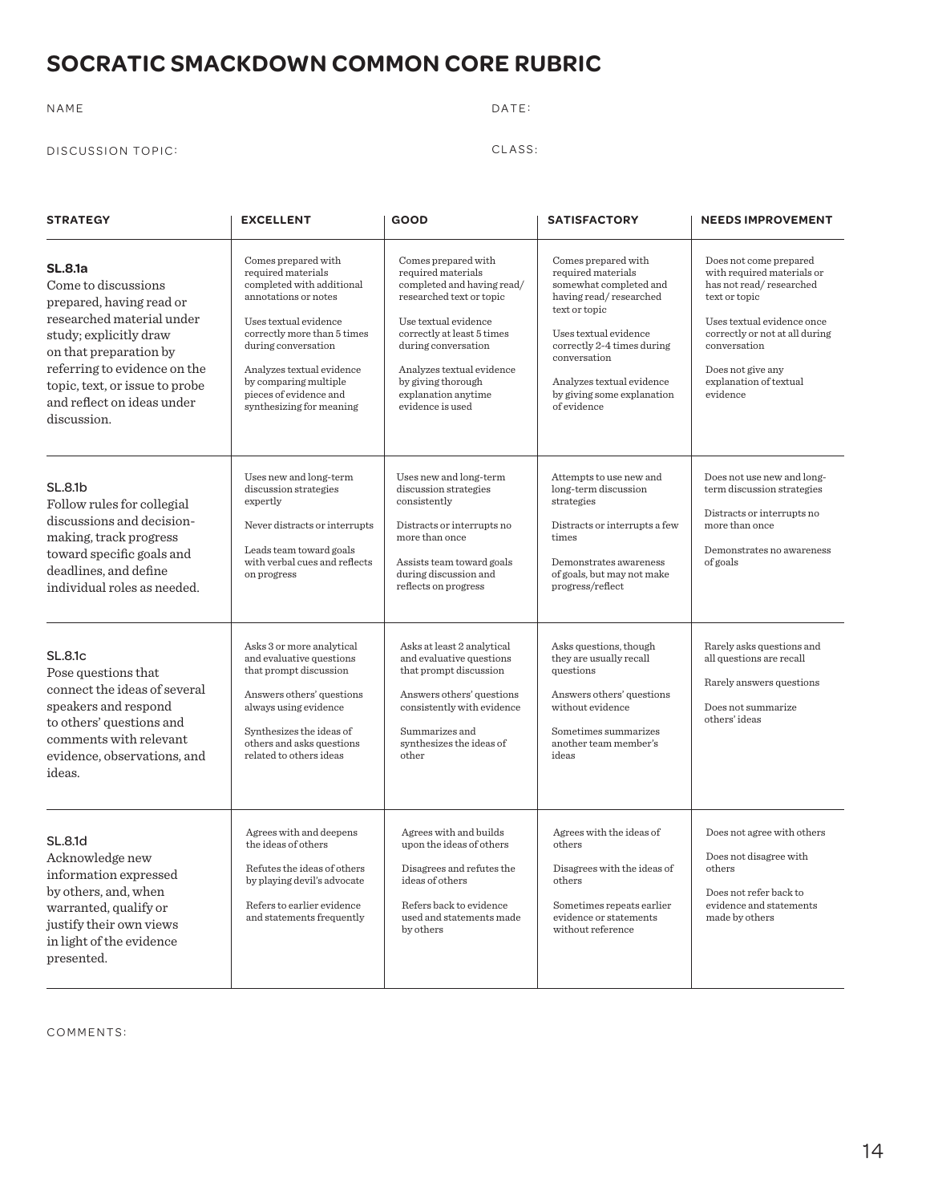# SOCRATIC SMACKDOWN COMMON CORE RUBRIC

NAME

DATE:

DISCUSSION TOPIC:

CLASS:

| STRATEGY | EXCELLENT | GOOD | SATISFACTORY | NEEDS IMPROVEMENT |
|---|---|---|---|---|
| **SL.8.1a** Come to discussions prepared, having read or researched material under study; explicitly draw on that preparation by referring to evidence on the topic, text, or issue to probe and reflect on ideas under discussion. | Comes prepared with required materials completed with additional annotations or notes<br><br>Uses textual evidence correctly more than 5 times during conversation<br><br>Analyzes textual evidence by comparing multiple pieces of evidence and synthesizing for meaning | Comes prepared with required materials completed and having read/ researched text or topic<br><br>Use textual evidence correctly at least 5 times during conversation<br><br>Analyzes textual evidence by giving thorough explanation anytime evidence is used | Comes prepared with required materials somewhat completed and having read/ researched text or topic<br><br>Uses textual evidence correctly 2-4 times during conversation<br><br>Analyzes textual evidence by giving some explanation of evidence | Does not come prepared with required materials or has not read/ researched text or topic<br><br>Uses textual evidence once correctly or not at all during conversation<br><br>Does not give any explanation of textual evidence |
| **SL.8.1b** Follow rules for collegial discussions and decision-making, track progress toward specific goals and deadlines, and define individual roles as needed. | Uses new and long-term discussion strategies expertly<br><br>Never distracts or interrupts<br><br>Leads team toward goals with verbal cues and reflects on progress | Uses new and long-term discussion strategies consistently<br><br>Distracts or interrupts no more than once<br><br>Assists team toward goals during discussion and reflects on progress | Attempts to use new and long-term discussion strategies<br><br>Distracts or interrupts a few times<br><br>Demonstrates awareness of goals, but may not make progress/reflect | Does not use new and long-term discussion strategies<br><br>Distracts or interrupts no more than once<br><br>Demonstrates no awareness of goals |
| **SL.8.1c** Pose questions that connect the ideas of several speakers and respond to others' questions and comments with relevant evidence, observations, and ideas. | Asks 3 or more analytical and evaluative questions that prompt discussion<br><br>Answers others' questions always using evidence<br><br>Synthesizes the ideas of others and asks questions related to others ideas | Asks at least 2 analytical and evaluative questions that prompt discussion<br><br>Answers others' questions consistently with evidence<br><br>Summarizes and synthesizes the ideas of other | Asks questions, though they are usually recall questions<br><br>Answers others' questions without evidence<br><br>Sometimes summarizes another team member's ideas | Rarely asks questions and all questions are recall<br><br>Rarely answers questions<br><br>Does not summarize others' ideas |
| **SL.8.1d** Acknowledge new information expressed by others, and, when warranted, qualify or justify their own views in light of the evidence presented. | Agrees with and deepens the ideas of others<br><br>Refutes the ideas of others by playing devil's advocate<br><br>Refers to earlier evidence and statements frequently | Agrees with and builds upon the ideas of others<br><br>Disagrees and refutes the ideas of others<br><br>Refers back to evidence used and statements made by others | Agrees with the ideas of others<br><br>Disagrees with the ideas of others<br><br>Sometimes repeats earlier evidence or statements without reference | Does not agree with others<br><br>Does not disagree with others<br><br>Does not refer back to evidence and statements made by others |

COMMENTS: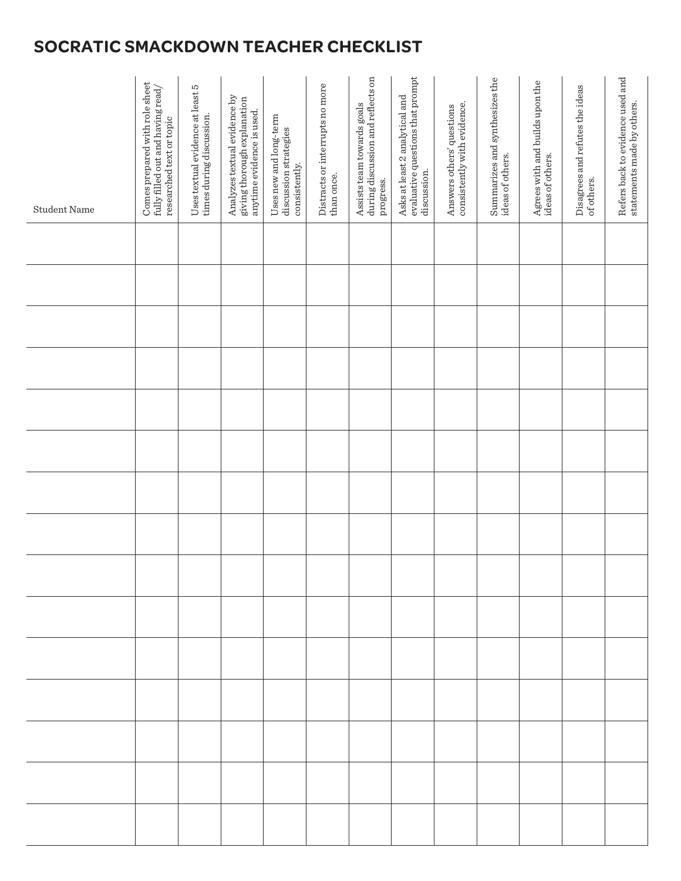# SOCRATIC SMACKDOWN TEACHER CHECKLIST

| Student Name | Comes prepared with role sheet fully filled out and having read/ researched text or topic | Uses textual evidence at least 5 times during discussion. | Analyzes textual evidence by giving thorough explanation anytime evidence is used. | Uses new and long-term discussion strategies consistently. | Distracts or interrupts no more than once. | Assists team towards goals during discussion and reflects on progress. | Asks at least 2 analytical and evaluative questions that prompt discussion. | Answers others' questions consistently with evidence. | Summarizes and synthesizes the ideas of others. | Agrees with and builds upon the ideas of others. | Disagrees and refutes the ideas of others. | Refers back to evidence used and statements made by others. |
|---|---|---|---|---|---|---|---|---|---|---|---|---|
| | | | | | | | | | | | | |
| | | | | | | | | | | | | |
| | | | | | | | | | | | | |
| | | | | | | | | | | | | |
| | | | | | | | | | | | | |
| | | | | | | | | | | | | |
| | | | | | | | | | | | | |
| | | | | | | | | | | | | |
| | | | | | | | | | | | | |
| | | | | | | | | | | | | |
| | | | | | | | | | | | | |
| | | | | | | | | | | | | |
| | | | | | | | | | | | | |
| | | | | | | | | | | | | |
| | | | | | | | | | | | | |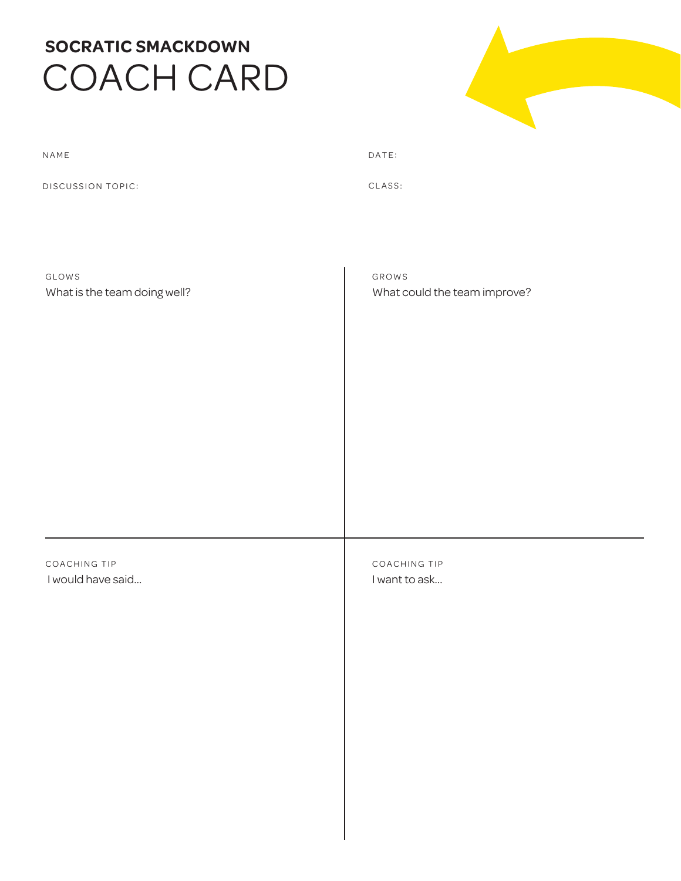**SOCRATIC SMACKDOWN**

# COACH CARD

NAME

DATE:

DISCUSSION TOPIC:

CLASS:

GLOWS

What is the team doing well?

GROWS

What could the team improve?

COACHING TIP

I would have said...

COACHING TIP

I want to ask...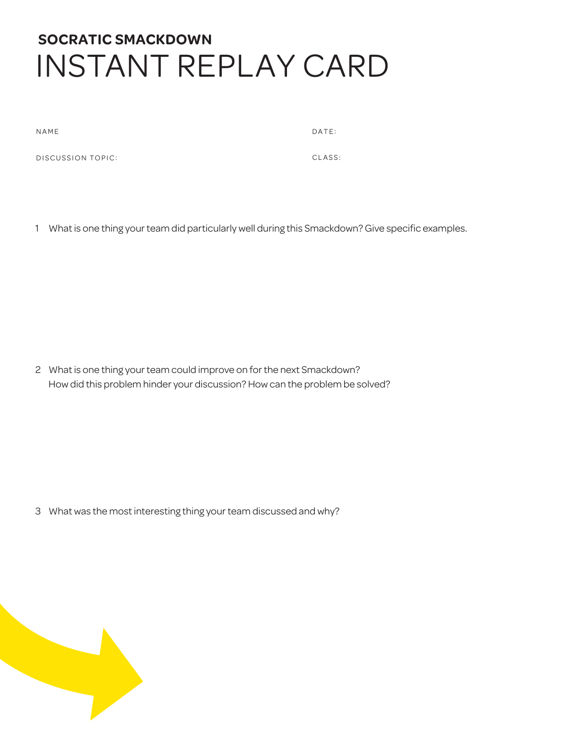**SOCRATIC SMACKDOWN**

# INSTANT REPLAY CARD

NAME

DATE:

DISCUSSION TOPIC:

CLASS:

1 What is one thing your team did particularly well during this Smackdown? Give specific examples.

2 What is one thing your team could improve on for the next Smackdown? How did this problem hinder your discussion? How can the problem be solved?

3 What was the most interesting thing your team discussed and why?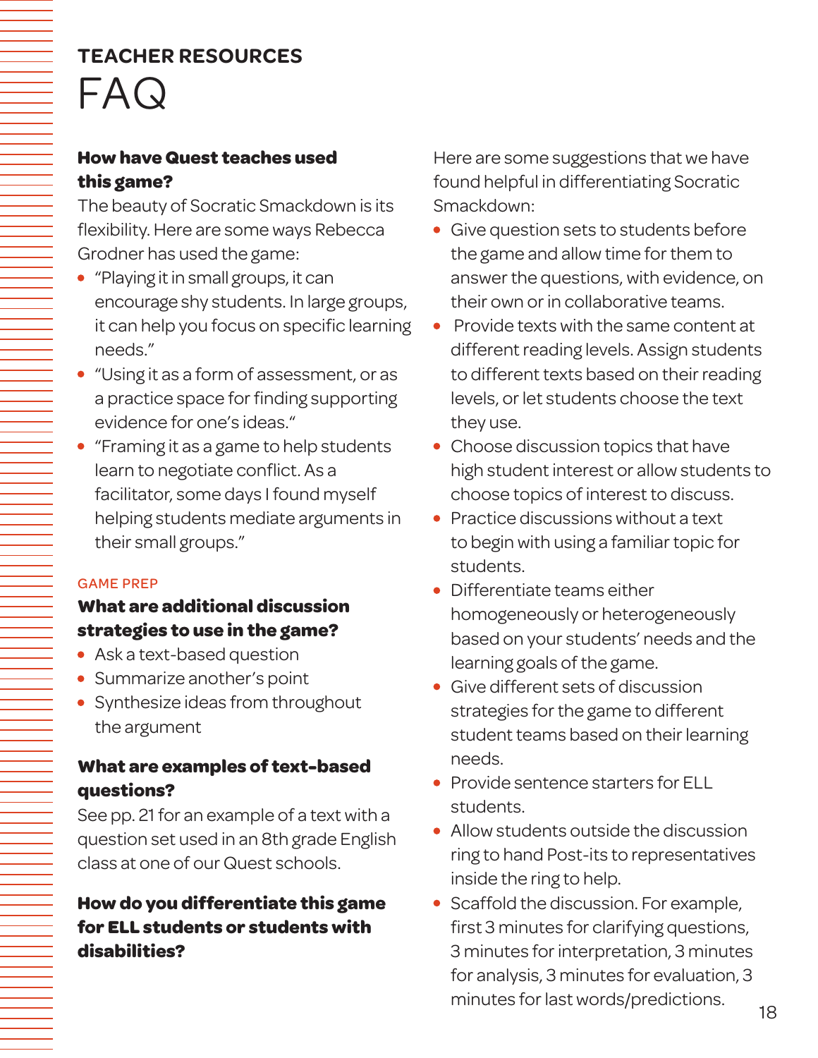## TEACHER RESOURCES

# FAQ

**How have Quest teaches used this game?**

The beauty of Socratic Smackdown is its flexibility. Here are some ways Rebecca Grodner has used the game:

- "Playing it in small groups, it can encourage shy students. In large groups, it can help you focus on specific learning needs."
- "Using it as a form of assessment, or as a practice space for finding supporting evidence for one's ideas."
- "Framing it as a game to help students learn to negotiate conflict. As a facilitator, some days I found myself helping students mediate arguments in their small groups."

GAME PREP

**What are additional discussion strategies to use in the game?**

- Ask a text-based question
- Summarize another's point
- Synthesize ideas from throughout the argument

**What are examples of text-based questions?**

See pp. 21 for an example of a text with a question set used in an 8th grade English class at one of our Quest schools.

**How do you differentiate this game for ELL students or students with disabilities?**

Here are some suggestions that we have found helpful in differentiating Socratic Smackdown:

- Give question sets to students before the game and allow time for them to answer the questions, with evidence, on their own or in collaborative teams.
- Provide texts with the same content at different reading levels. Assign students to different texts based on their reading levels, or let students choose the text they use.
- Choose discussion topics that have high student interest or allow students to choose topics of interest to discuss.
- Practice discussions without a text to begin with using a familiar topic for students.
- Differentiate teams either homogeneously or heterogeneously based on your students' needs and the learning goals of the game.
- Give different sets of discussion strategies for the game to different student teams based on their learning needs.
- Provide sentence starters for ELL students.
- Allow students outside the discussion ring to hand Post-its to representatives inside the ring to help.
- Scaffold the discussion. For example, first 3 minutes for clarifying questions, 3 minutes for interpretation, 3 minutes for analysis, 3 minutes for evaluation, 3 minutes for last words/predictions.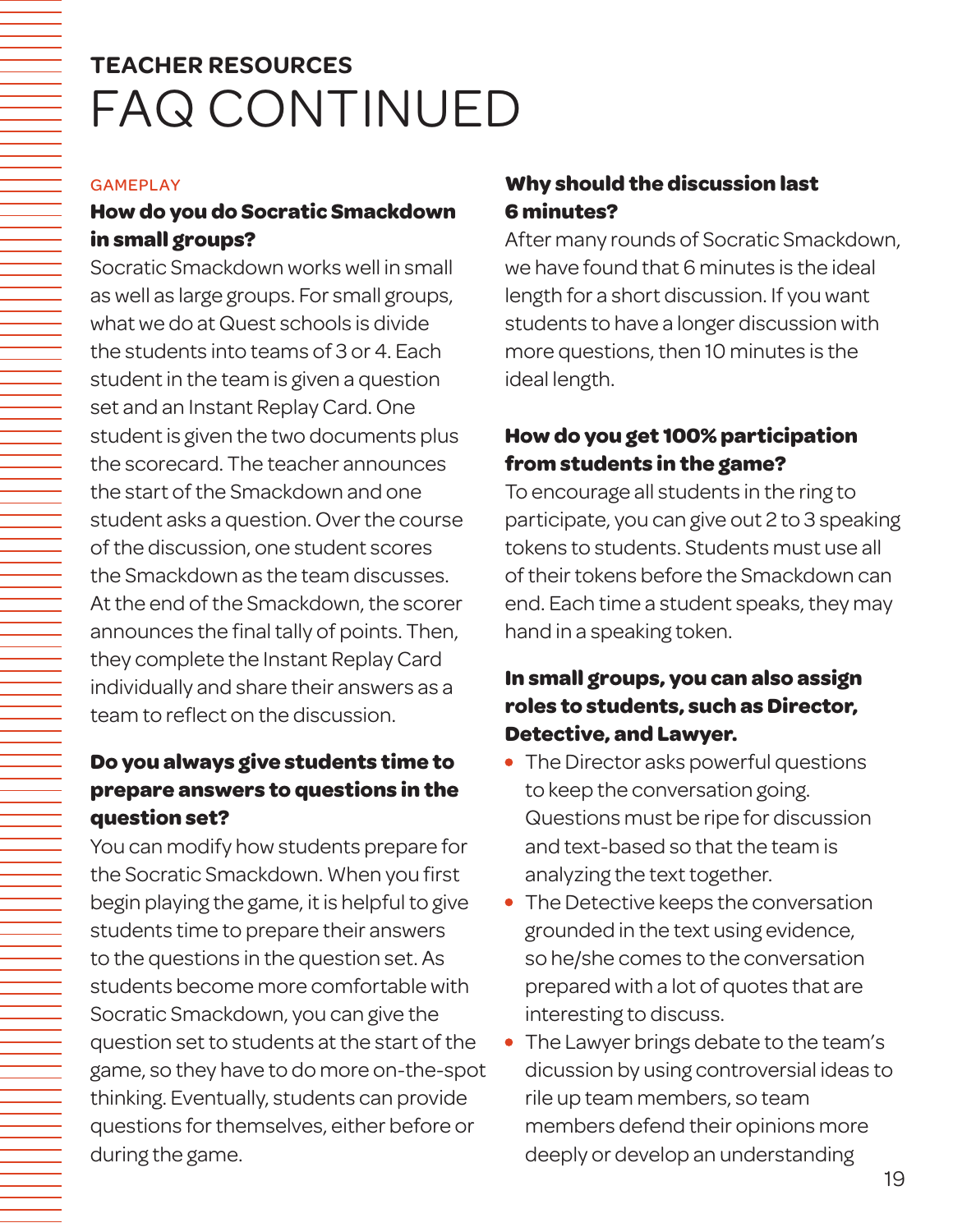**TEACHER RESOURCES**

# FAQ CONTINUED

GAMEPLAY

### How do you do Socratic Smackdown in small groups?

Socratic Smackdown works well in small as well as large groups. For small groups, what we do at Quest schools is divide the students into teams of 3 or 4. Each student in the team is given a question set and an Instant Replay Card. One student is given the two documents plus the scorecard. The teacher announces the start of the Smackdown and one student asks a question. Over the course of the discussion, one student scores the Smackdown as the team discusses. At the end of the Smackdown, the scorer announces the final tally of points. Then, they complete the Instant Replay Card individually and share their answers as a team to reflect on the discussion.

### Do you always give students time to prepare answers to questions in the question set?

You can modify how students prepare for the Socratic Smackdown. When you first begin playing the game, it is helpful to give students time to prepare their answers to the questions in the question set. As students become more comfortable with Socratic Smackdown, you can give the question set to students at the start of the game, so they have to do more on-the-spot thinking. Eventually, students can provide questions for themselves, either before or during the game.

### Why should the discussion last 6 minutes?

After many rounds of Socratic Smackdown, we have found that 6 minutes is the ideal length for a short discussion. If you want students to have a longer discussion with more questions, then 10 minutes is the ideal length.

### How do you get 100% participation from students in the game?

To encourage all students in the ring to participate, you can give out 2 to 3 speaking tokens to students. Students must use all of their tokens before the Smackdown can end. Each time a student speaks, they may hand in a speaking token.

### In small groups, you can also assign roles to students, such as Director, Detective, and Lawyer.

- The Director asks powerful questions to keep the conversation going. Questions must be ripe for discussion and text-based so that the team is analyzing the text together.
- The Detective keeps the conversation grounded in the text using evidence, so he/she comes to the conversation prepared with a lot of quotes that are interesting to discuss.
- The Lawyer brings debate to the team's dicussion by using controversial ideas to rile up team members, so team members defend their opinions more deeply or develop an understanding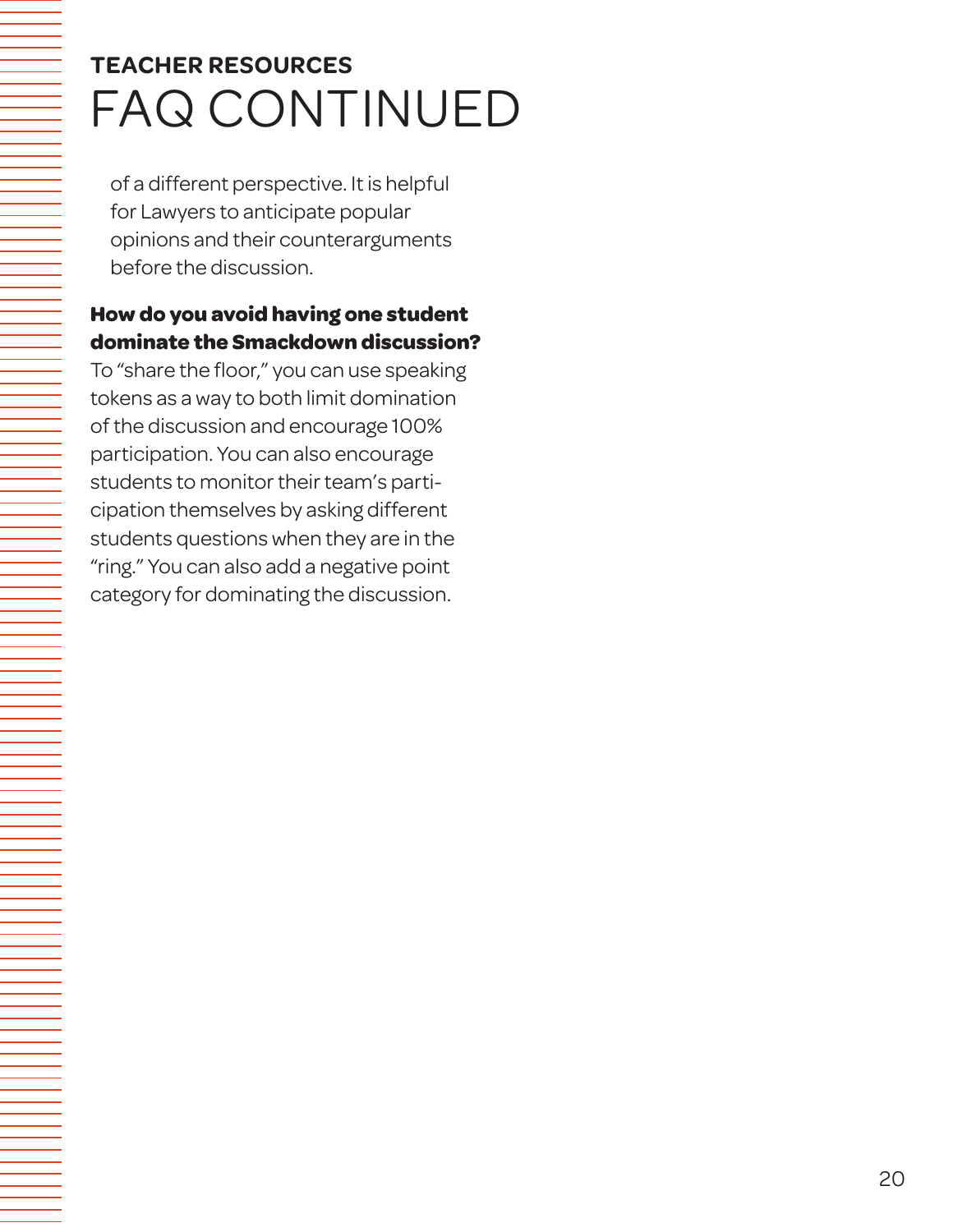## TEACHER RESOURCES

# FAQ CONTINUED

of a different perspective. It is helpful for Lawyers to anticipate popular opinions and their counterarguments before the discussion.

**How do you avoid having one student dominate the Smackdown discussion?**

To "share the floor," you can use speaking tokens as a way to both limit domination of the discussion and encourage 100% participation. You can also encourage students to monitor their team's participation themselves by asking different students questions when they are in the "ring." You can also add a negative point category for dominating the discussion.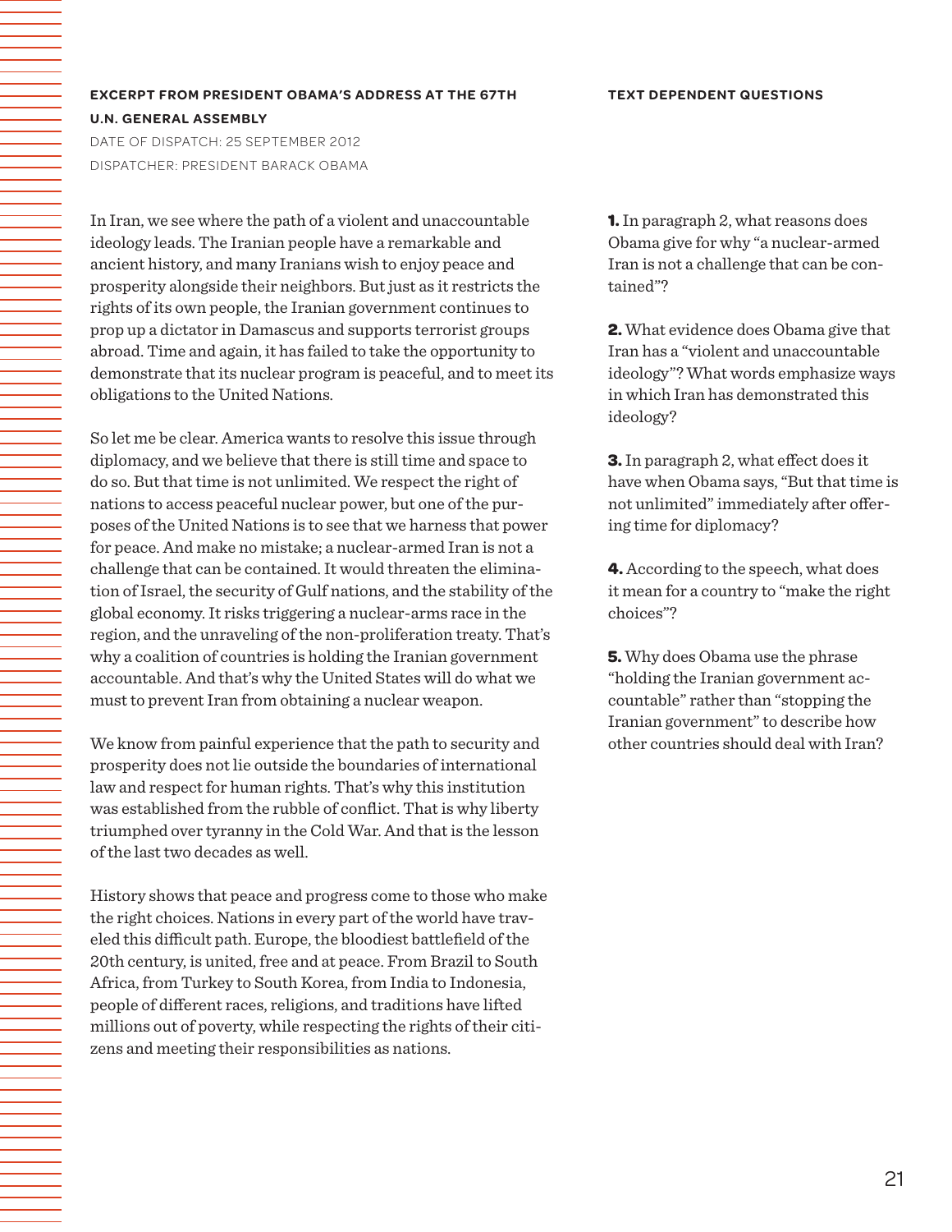### EXCERPT FROM PRESIDENT OBAMA'S ADDRESS AT THE 67TH U.N. GENERAL ASSEMBLY

DATE OF DISPATCH: 25 SEPTEMBER 2012

DISPATCHER: PRESIDENT BARACK OBAMA

In Iran, we see where the path of a violent and unaccountable ideology leads. The Iranian people have a remarkable and ancient history, and many Iranians wish to enjoy peace and prosperity alongside their neighbors. But just as it restricts the rights of its own people, the Iranian government continues to prop up a dictator in Damascus and supports terrorist groups abroad. Time and again, it has failed to take the opportunity to demonstrate that its nuclear program is peaceful, and to meet its obligations to the United Nations.

So let me be clear. America wants to resolve this issue through diplomacy, and we believe that there is still time and space to do so. But that time is not unlimited. We respect the right of nations to access peaceful nuclear power, but one of the purposes of the United Nations is to see that we harness that power for peace. And make no mistake; a nuclear-armed Iran is not a challenge that can be contained. It would threaten the elimination of Israel, the security of Gulf nations, and the stability of the global economy. It risks triggering a nuclear-arms race in the region, and the unraveling of the non-proliferation treaty. That's why a coalition of countries is holding the Iranian government accountable. And that's why the United States will do what we must to prevent Iran from obtaining a nuclear weapon.

We know from painful experience that the path to security and prosperity does not lie outside the boundaries of international law and respect for human rights. That's why this institution was established from the rubble of conflict. That is why liberty triumphed over tyranny in the Cold War. And that is the lesson of the last two decades as well.

History shows that peace and progress come to those who make the right choices. Nations in every part of the world have traveled this difficult path. Europe, the bloodiest battlefield of the 20th century, is united, free and at peace. From Brazil to South Africa, from Turkey to South Korea, from India to Indonesia, people of different races, religions, and traditions have lifted millions out of poverty, while respecting the rights of their citizens and meeting their responsibilities as nations.

### TEXT DEPENDENT QUESTIONS

**1.** In paragraph 2, what reasons does Obama give for why "a nuclear-armed Iran is not a challenge that can be contained"?

**2.** What evidence does Obama give that Iran has a "violent and unaccountable ideology"? What words emphasize ways in which Iran has demonstrated this ideology?

**3.** In paragraph 2, what effect does it have when Obama says, "But that time is not unlimited" immediately after offering time for diplomacy?

**4.** According to the speech, what does it mean for a country to "make the right choices"?

**5.** Why does Obama use the phrase "holding the Iranian government accountable" rather than "stopping the Iranian government" to describe how other countries should deal with Iran?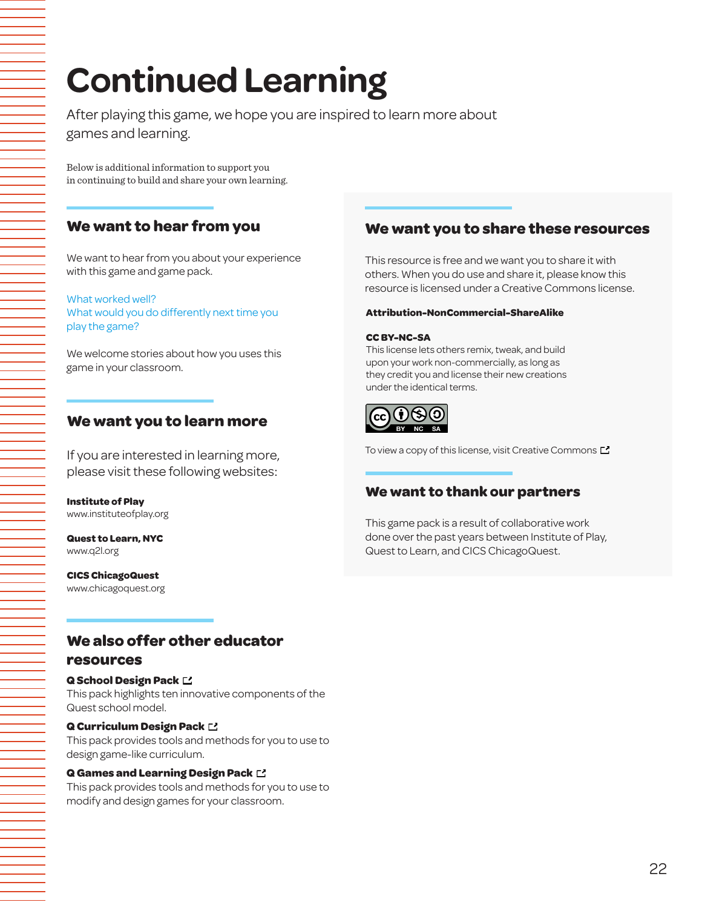# Continued Learning

After playing this game, we hope you are inspired to learn more about games and learning.

Below is additional information to support you in continuing to build and share your own learning.

## We want to hear from you

We want to hear from you about your experience with this game and game pack.

What worked well?
What would you do differently next time you play the game?

We welcome stories about how you uses this game in your classroom.

## We want you to learn more

If you are interested in learning more, please visit these following websites:

**Institute of Play**
www.instituteofplay.org

**Quest to Learn, NYC**
www.q2l.org

**CICS ChicagoQuest**
www.chicagoquest.org

## We also offer other educator resources

**Q School Design Pack**
This pack highlights ten innovative components of the Quest school model.

**Q Curriculum Design Pack**
This pack provides tools and methods for you to use to design game-like curriculum.

**Q Games and Learning Design Pack**
This pack provides tools and methods for you to use to modify and design games for your classroom.

## We want you to share these resources

This resource is free and we want you to share it with others. When you do use and share it, please know this resource is licensed under a Creative Commons license.

**Attribution-NonCommercial-ShareAlike**

**CC BY-NC-SA**
This license lets others remix, tweak, and build upon your work non-commercially, as long as they credit you and license their new creations under the identical terms.

To view a copy of this license, visit Creative Commons

## We want to thank our partners

This game pack is a result of collaborative work done over the past years between Institute of Play, Quest to Learn, and CICS ChicagoQuest.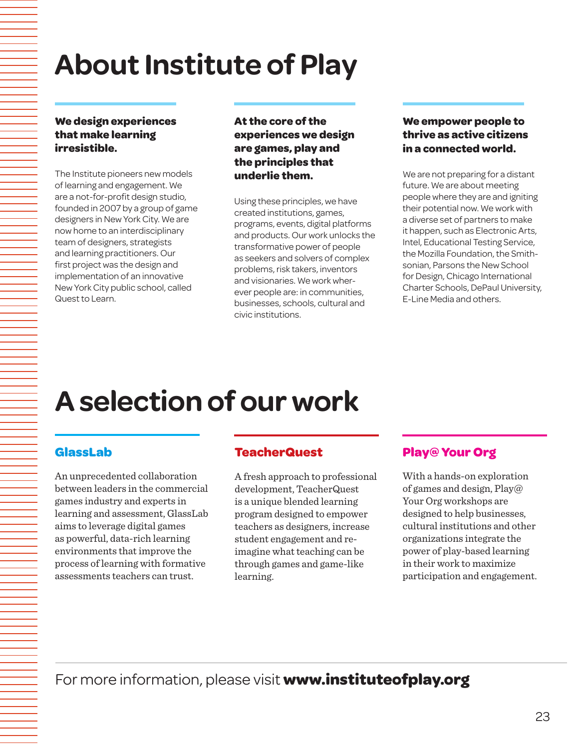# About Institute of Play

### We design experiences that make learning irresistible.

The Institute pioneers new models of learning and engagement. We are a not-for-profit design studio, founded in 2007 by a group of game designers in New York City. We are now home to an interdisciplinary team of designers, strategists and learning practitioners. Our first project was the design and implementation of an innovative New York City public school, called Quest to Learn.

### At the core of the experiences we design are games, play and the principles that underlie them.

Using these principles, we have created institutions, games, programs, events, digital platforms and products. Our work unlocks the transformative power of people as seekers and solvers of complex problems, risk takers, inventors and visionaries. We work wherever people are: in communities, businesses, schools, cultural and civic institutions.

### We empower people to thrive as active citizens in a connected world.

We are not preparing for a distant future. We are about meeting people where they are and igniting their potential now. We work with a diverse set of partners to make it happen, such as Electronic Arts, Intel, Educational Testing Service, the Mozilla Foundation, the Smithsonian, Parsons the New School for Design, Chicago International Charter Schools, DePaul University, E-Line Media and others.

# A selection of our work

### GlassLab

An unprecedented collaboration between leaders in the commercial games industry and experts in learning and assessment, GlassLab aims to leverage digital games as powerful, data-rich learning environments that improve the process of learning with formative assessments teachers can trust.

### TeacherQuest

A fresh approach to professional development, TeacherQuest is a unique blended learning program designed to empower teachers as designers, increase student engagement and re-imagine what teaching can be through games and game-like learning.

### Play@ Your Org

With a hands-on exploration of games and design, Play@ Your Org workshops are designed to help businesses, cultural institutions and other organizations integrate the power of play-based learning in their work to maximize participation and engagement.

For more information, please visit **www.instituteofplay.org**